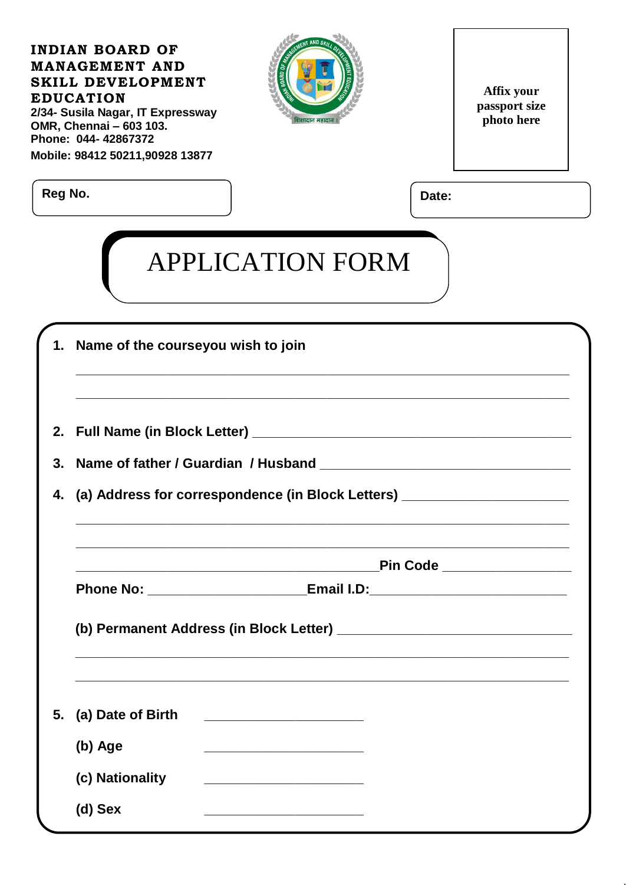**INDIAN BOARD OF MANAGEMENT AND SKILL DEVELOPMENT EDUCATION**
**2/34- Susila Nagar, IT Expressway**
**OMR, Chennai – 603 103.**
**Phone: 044- 42867372**
**Mobile: 98412 50211,90928 13877**

Affix your passport size photo here

**Reg No.**

**Date:**

# APPLICATION FORM

1. **Name of the courseyou wish to join**

   \_\_\_\_\_\_\_\_\_\_\_\_\_\_\_\_\_\_\_\_\_\_\_\_\_\_\_\_\_\_\_\_\_\_\_\_\_\_\_\_\_\_\_\_\_\_\_\_\_\_\_\_\_\_\_\_\_\_\_\_

   \_\_\_\_\_\_\_\_\_\_\_\_\_\_\_\_\_\_\_\_\_\_\_\_\_\_\_\_\_\_\_\_\_\_\_\_\_\_\_\_\_\_\_\_\_\_\_\_\_\_\_\_\_\_\_\_\_\_\_\_

2. **Full Name (in Block Letter)** \_\_\_\_\_\_\_\_\_\_\_\_\_\_\_\_\_\_\_\_\_\_\_\_\_\_\_\_\_\_\_\_\_\_\_\_\_\_\_\_

3. **Name of father / Guardian / Husband** \_\_\_\_\_\_\_\_\_\_\_\_\_\_\_\_\_\_\_\_\_\_\_\_\_\_\_\_\_\_\_\_

4. **(a) Address for correspondence (in Block Letters)** \_\_\_\_\_\_\_\_\_\_\_\_\_\_\_\_\_\_\_\_\_\_

   \_\_\_\_\_\_\_\_\_\_\_\_\_\_\_\_\_\_\_\_\_\_\_\_\_\_\_\_\_\_\_\_\_\_\_\_\_\_\_\_\_\_\_\_\_\_\_\_\_\_\_\_\_\_\_\_\_\_\_\_

   \_\_\_\_\_\_\_\_\_\_\_\_\_\_\_\_\_\_\_\_\_\_\_\_\_\_\_\_\_\_\_\_\_\_\_\_\_\_\_\_\_\_\_\_\_\_\_\_\_\_\_\_\_\_\_\_\_\_\_\_

   \_\_\_\_\_\_\_\_\_\_\_\_\_\_\_\_\_\_\_\_\_\_\_\_\_\_\_\_\_\_\_\_\_\_\_\_\_\_\_\_**Pin Code** \_\_\_\_\_\_\_\_\_\_\_\_\_\_\_\_\_\_

   **Phone No:** \_\_\_\_\_\_\_\_\_\_\_\_\_\_\_\_\_\_\_\_\_\_**Email I.D:**\_\_\_\_\_\_\_\_\_\_\_\_\_\_\_\_\_\_\_\_\_\_\_\_\_\_

   **(b) Permanent Address (in Block Letter)** \_\_\_\_\_\_\_\_\_\_\_\_\_\_\_\_\_\_\_\_\_\_\_\_\_\_\_\_\_\_\_\_

   \_\_\_\_\_\_\_\_\_\_\_\_\_\_\_\_\_\_\_\_\_\_\_\_\_\_\_\_\_\_\_\_\_\_\_\_\_\_\_\_\_\_\_\_\_\_\_\_\_\_\_\_\_\_\_\_\_\_\_\_

   \_\_\_\_\_\_\_\_\_\_\_\_\_\_\_\_\_\_\_\_\_\_\_\_\_\_\_\_\_\_\_\_\_\_\_\_\_\_\_\_\_\_\_\_\_\_\_\_\_\_\_\_\_\_\_\_\_\_\_\_

5. **(a) Date of Birth** \_\_\_\_\_\_\_\_\_\_\_\_\_\_\_\_\_\_\_\_\_\_

   **(b) Age** \_\_\_\_\_\_\_\_\_\_\_\_\_\_\_\_\_\_\_\_\_\_

   **(c) Nationality** \_\_\_\_\_\_\_\_\_\_\_\_\_\_\_\_\_\_\_\_\_\_

   **(d) Sex** \_\_\_\_\_\_\_\_\_\_\_\_\_\_\_\_\_\_\_\_\_\_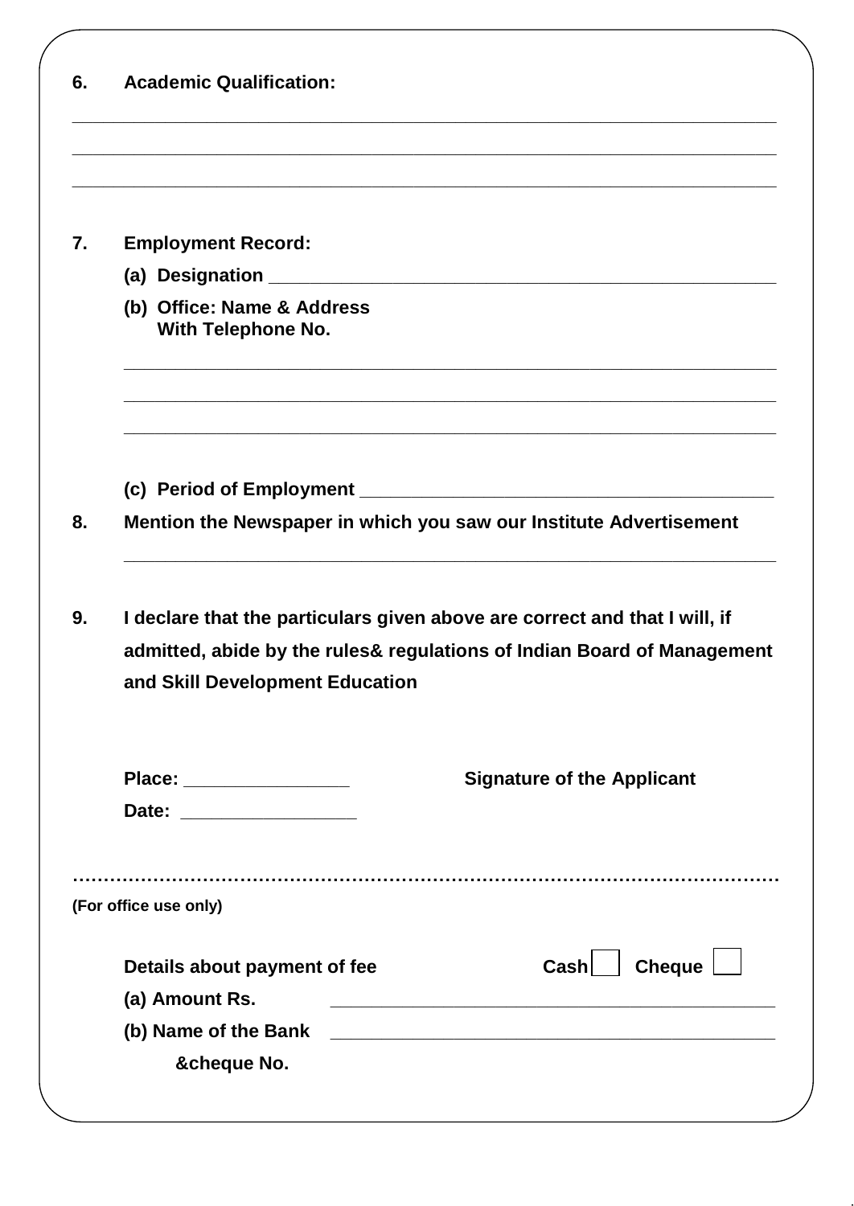**6. Academic Qualification:**

\_\_\_\_\_\_\_\_\_\_\_\_\_\_\_\_\_\_\_\_\_\_\_\_\_\_\_\_\_\_\_\_\_\_\_\_\_\_\_\_\_\_\_\_\_\_\_\_\_\_\_\_\_\_\_\_\_\_\_\_

\_\_\_\_\_\_\_\_\_\_\_\_\_\_\_\_\_\_\_\_\_\_\_\_\_\_\_\_\_\_\_\_\_\_\_\_\_\_\_\_\_\_\_\_\_\_\_\_\_\_\_\_\_\_\_\_\_\_\_\_

\_\_\_\_\_\_\_\_\_\_\_\_\_\_\_\_\_\_\_\_\_\_\_\_\_\_\_\_\_\_\_\_\_\_\_\_\_\_\_\_\_\_\_\_\_\_\_\_\_\_\_\_\_\_\_\_\_\_\_\_

**7. Employment Record:**

**(a) Designation** \_\_\_\_\_\_\_\_\_\_\_\_\_\_\_\_\_\_\_\_\_\_\_\_\_\_\_\_\_\_\_\_\_\_\_\_\_\_\_\_\_\_\_\_\_\_\_\_

**(b) Office: Name & Address With Telephone No.**

\_\_\_\_\_\_\_\_\_\_\_\_\_\_\_\_\_\_\_\_\_\_\_\_\_\_\_\_\_\_\_\_\_\_\_\_\_\_\_\_\_\_\_\_\_\_\_\_\_\_\_\_\_\_\_\_\_\_\_\_

\_\_\_\_\_\_\_\_\_\_\_\_\_\_\_\_\_\_\_\_\_\_\_\_\_\_\_\_\_\_\_\_\_\_\_\_\_\_\_\_\_\_\_\_\_\_\_\_\_\_\_\_\_\_\_\_\_\_\_\_

\_\_\_\_\_\_\_\_\_\_\_\_\_\_\_\_\_\_\_\_\_\_\_\_\_\_\_\_\_\_\_\_\_\_\_\_\_\_\_\_\_\_\_\_\_\_\_\_\_\_\_\_\_\_\_\_\_\_\_\_

**(c) Period of Employment** \_\_\_\_\_\_\_\_\_\_\_\_\_\_\_\_\_\_\_\_\_\_\_\_\_\_\_\_\_\_\_\_\_\_\_\_\_\_\_\_

**8. Mention the Newspaper in which you saw our Institute Advertisement**

\_\_\_\_\_\_\_\_\_\_\_\_\_\_\_\_\_\_\_\_\_\_\_\_\_\_\_\_\_\_\_\_\_\_\_\_\_\_\_\_\_\_\_\_\_\_\_\_\_\_\_\_\_\_\_\_\_\_\_\_

**9. I declare that the particulars given above are correct and that I will, if admitted, abide by the rules& regulations of Indian Board of Management and Skill Development Education**

**Place:** \_\_\_\_\_\_\_\_\_\_\_\_\_\_\_\_ **Signature of the Applicant**

**Date:** \_\_\_\_\_\_\_\_\_\_\_\_\_\_\_\_\_

…………………………………………………………………………………………………

**(For office use only)**

**Details about payment of fee** **Cash** ☐ **Cheque** ☐

**(a) Amount Rs.** \_\_\_\_\_\_\_\_\_\_\_\_\_\_\_\_\_\_\_\_\_\_\_\_\_\_\_\_\_\_\_\_\_\_\_\_\_\_\_\_\_\_\_\_

**(b) Name of the Bank &cheque No.** \_\_\_\_\_\_\_\_\_\_\_\_\_\_\_\_\_\_\_\_\_\_\_\_\_\_\_\_\_\_\_\_\_\_\_\_\_\_\_\_\_\_\_\_